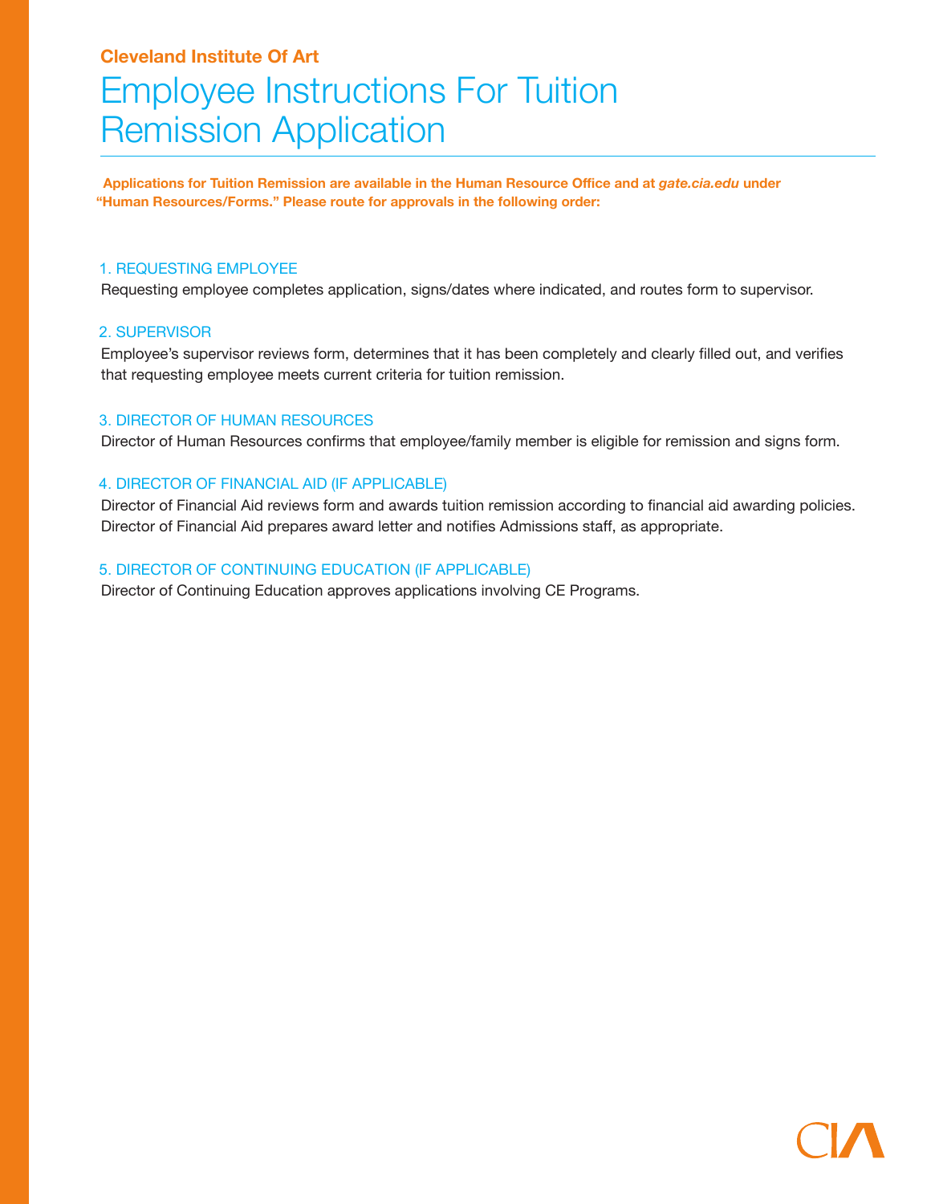**Cleveland Institute Of Art**

# Employee Instructions For Tuition Remission Application

**Applications for Tuition Remission are available in the Human Resource Office and at *gate.cia.edu* under "Human Resources/Forms." Please route for approvals in the following order:**

### 1. REQUESTING EMPLOYEE

Requesting employee completes application, signs/dates where indicated, and routes form to supervisor.

### 2. SUPERVISOR

Employee's supervisor reviews form, determines that it has been completely and clearly filled out, and verifies that requesting employee meets current criteria for tuition remission.

### 3. DIRECTOR OF HUMAN RESOURCES

Director of Human Resources confirms that employee/family member is eligible for remission and signs form.

### 4. DIRECTOR OF FINANCIAL AID (IF APPLICABLE)

Director of Financial Aid reviews form and awards tuition remission according to financial aid awarding policies. Director of Financial Aid prepares award letter and notifies Admissions staff, as appropriate.

### 5. DIRECTOR OF CONTINUING EDUCATION (IF APPLICABLE)

Director of Continuing Education approves applications involving CE Programs.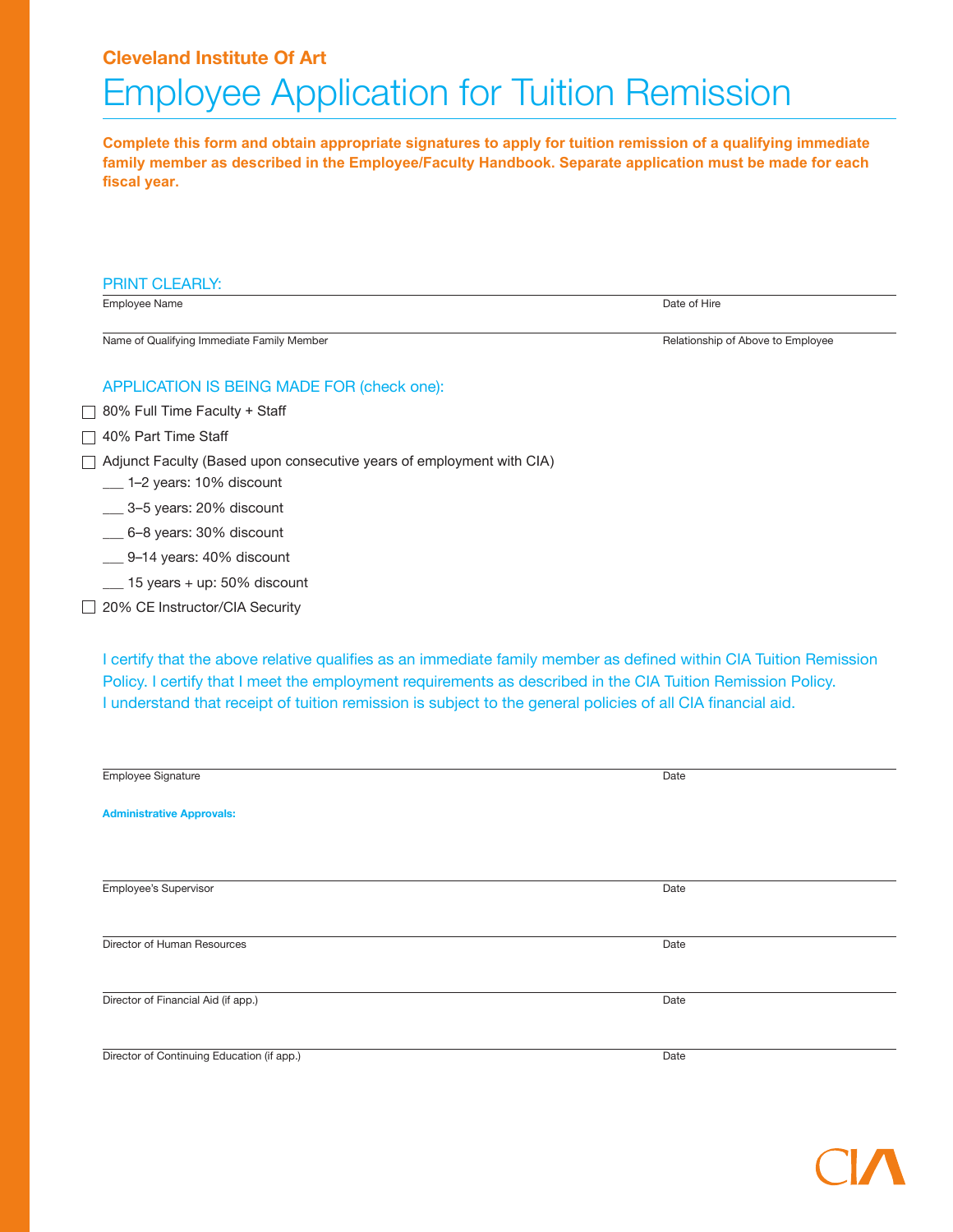**Cleveland Institute Of Art**

# Employee Application for Tuition Remission

**Complete this form and obtain appropriate signatures to apply for tuition remission of a qualifying immediate family member as described in the Employee/Faculty Handbook. Separate application must be made for each fiscal year.**

PRINT CLEARLY:

Employee Name ______________________ Date of Hire ______________________

Name of Qualifying Immediate Family Member ______________________ Relationship of Above to Employee ______________________

APPLICATION IS BEING MADE FOR (check one):

- ☐ 80% Full Time Faculty + Staff
- ☐ 40% Part Time Staff
- ☐ Adjunct Faculty (Based upon consecutive years of employment with CIA)
  - ___ 1–2 years: 10% discount
  - ___ 3–5 years: 20% discount
  - ___ 6–8 years: 30% discount
  - ___ 9–14 years: 40% discount
  - ___ 15 years + up: 50% discount
- ☐ 20% CE Instructor/CIA Security

I certify that the above relative qualifies as an immediate family member as defined within CIA Tuition Remission Policy. I certify that I meet the employment requirements as described in the CIA Tuition Remission Policy. I understand that receipt of tuition remission is subject to the general policies of all CIA financial aid.

Employee Signature ______________________ Date ______________________

**Administrative Approvals:**

Employee's Supervisor ______________________ Date ______________________

Director of Human Resources ______________________ Date ______________________

Director of Financial Aid (if app.) ______________________ Date ______________________

Director of Continuing Education (if app.) ______________________ Date ______________________

CIA